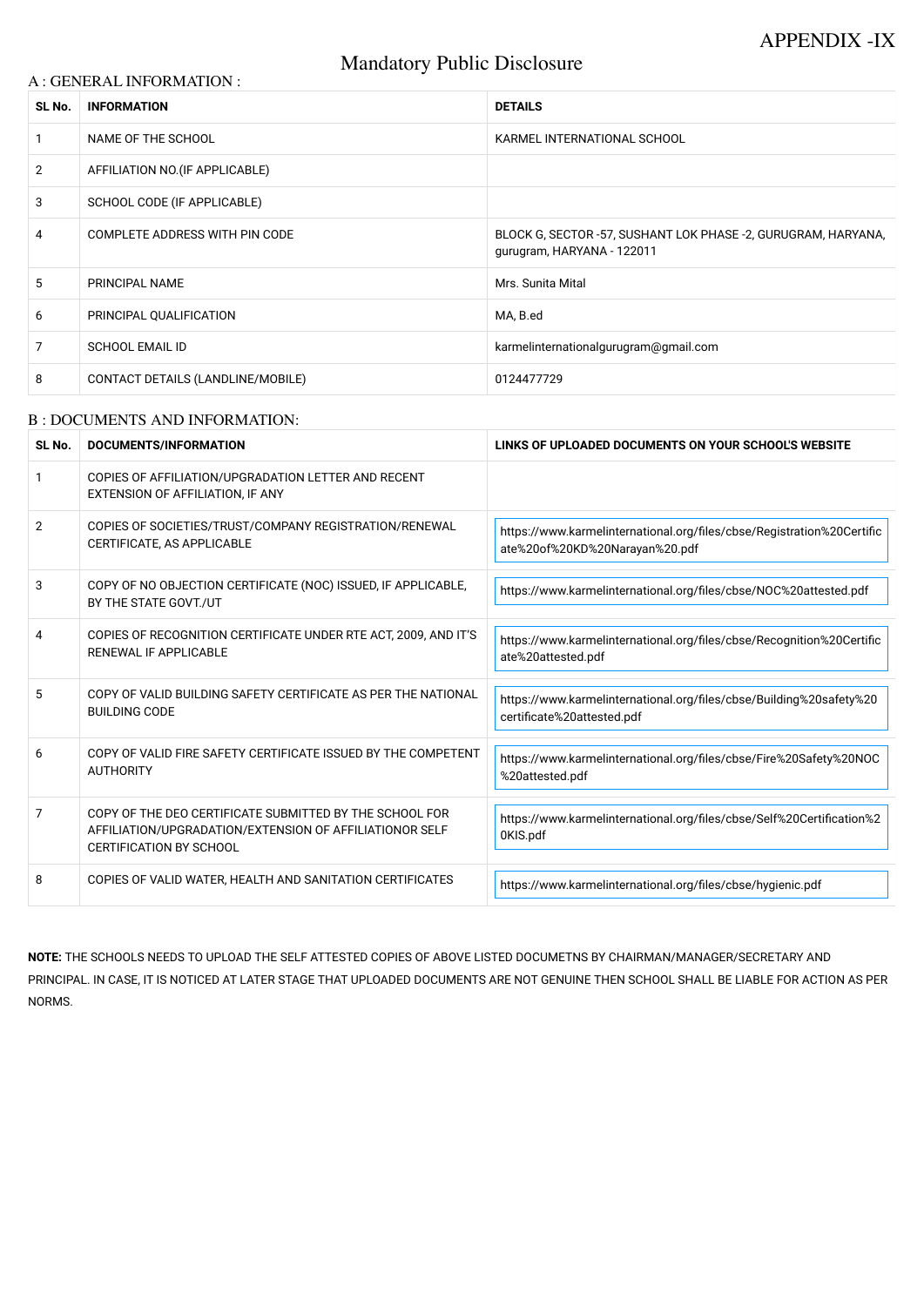APPENDIX -IX

# Mandatory Public Disclosure

## A : GENERAL INFORMATION :

| SL No. | INFORMATION | DETAILS |
|---|---|---|
| 1 | NAME OF THE SCHOOL | KARMEL INTERNATIONAL SCHOOL |
| 2 | AFFILIATION NO.(IF APPLICABLE) | |
| 3 | SCHOOL CODE (IF APPLICABLE) | |
| 4 | COMPLETE ADDRESS WITH PIN CODE | BLOCK G, SECTOR -57, SUSHANT LOK PHASE -2, GURUGRAM, HARYANA, gurugram, HARYANA - 122011 |
| 5 | PRINCIPAL NAME | Mrs. Sunita Mital |
| 6 | PRINCIPAL QUALIFICATION | MA, B.ed |
| 7 | SCHOOL EMAIL ID | karmelinternationalgurugram@gmail.com |
| 8 | CONTACT DETAILS (LANDLINE/MOBILE) | 0124477729 |

## B : DOCUMENTS AND INFORMATION:

| SL No. | DOCUMENTS/INFORMATION | LINKS OF UPLOADED DOCUMENTS ON YOUR SCHOOL'S WEBSITE |
|---|---|---|
| 1 | COPIES OF AFFILIATION/UPGRADATION LETTER AND RECENT EXTENSION OF AFFILIATION, IF ANY | |
| 2 | COPIES OF SOCIETIES/TRUST/COMPANY REGISTRATION/RENEWAL CERTIFICATE, AS APPLICABLE | https://www.karmelinternational.org/files/cbse/Registration%20Certificate%20of%20KD%20Narayan%20.pdf |
| 3 | COPY OF NO OBJECTION CERTIFICATE (NOC) ISSUED, IF APPLICABLE, BY THE STATE GOVT./UT | https://www.karmelinternational.org/files/cbse/NOC%20attested.pdf |
| 4 | COPIES OF RECOGNITION CERTIFICATE UNDER RTE ACT, 2009, AND IT'S RENEWAL IF APPLICABLE | https://www.karmelinternational.org/files/cbse/Recognition%20Certificate%20attested.pdf |
| 5 | COPY OF VALID BUILDING SAFETY CERTIFICATE AS PER THE NATIONAL BUILDING CODE | https://www.karmelinternational.org/files/cbse/Building%20safety%20certificate%20attested.pdf |
| 6 | COPY OF VALID FIRE SAFETY CERTIFICATE ISSUED BY THE COMPETENT AUTHORITY | https://www.karmelinternational.org/files/cbse/Fire%20Safety%20NOC%20attested.pdf |
| 7 | COPY OF THE DEO CERTIFICATE SUBMITTED BY THE SCHOOL FOR AFFILIATION/UPGRADATION/EXTENSION OF AFFILIATIONOR SELF CERTIFICATION BY SCHOOL | https://www.karmelinternational.org/files/cbse/Self%20Certification%20KIS.pdf |
| 8 | COPIES OF VALID WATER, HEALTH AND SANITATION CERTIFICATES | https://www.karmelinternational.org/files/cbse/hygienic.pdf |

**NOTE:** THE SCHOOLS NEEDS TO UPLOAD THE SELF ATTESTED COPIES OF ABOVE LISTED DOCUMETNS BY CHAIRMAN/MANAGER/SECRETARY AND PRINCIPAL. IN CASE, IT IS NOTICED AT LATER STAGE THAT UPLOADED DOCUMENTS ARE NOT GENUINE THEN SCHOOL SHALL BE LIABLE FOR ACTION AS PER NORMS.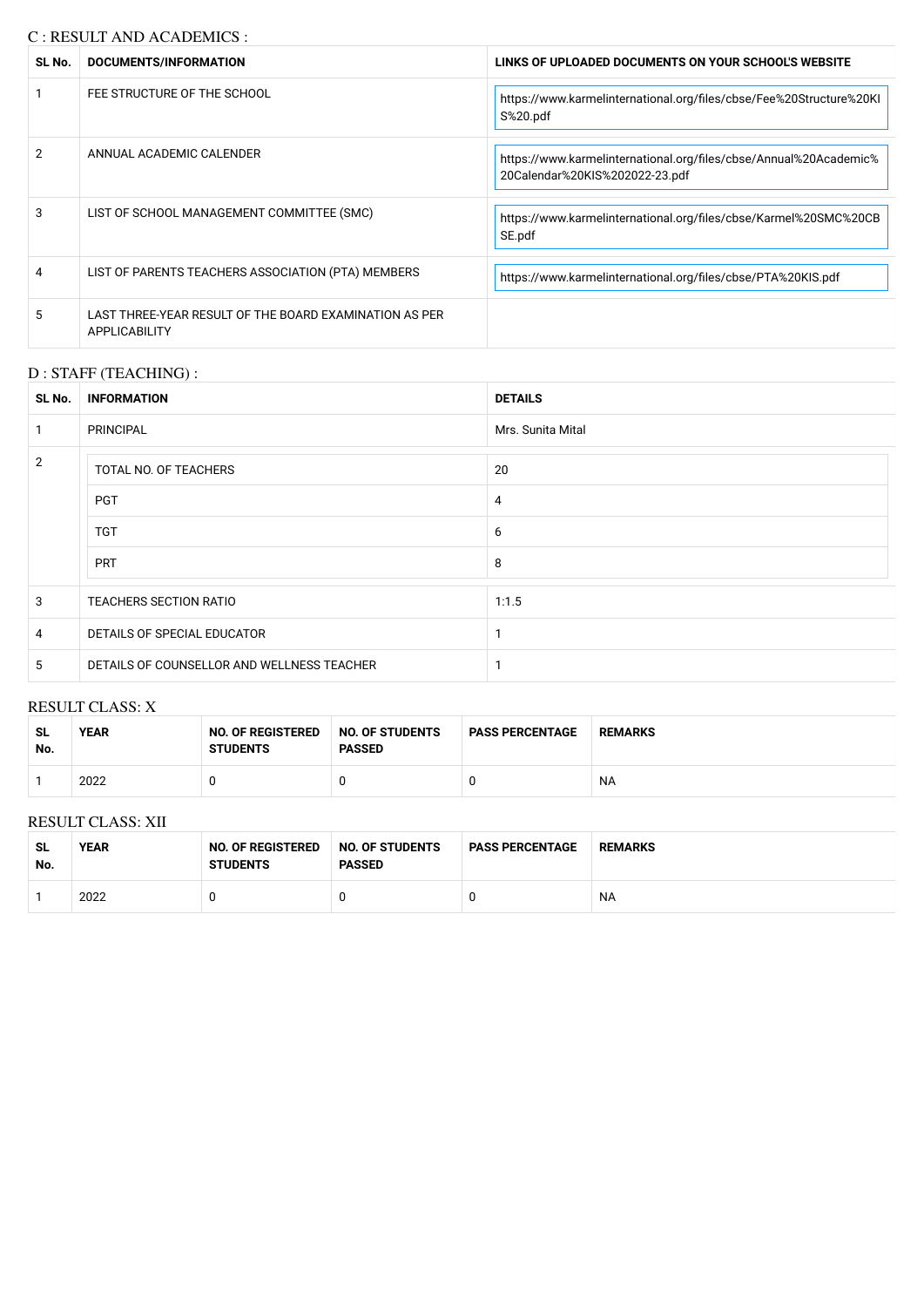## C : RESULT AND ACADEMICS :

| SL No. | DOCUMENTS/INFORMATION | LINKS OF UPLOADED DOCUMENTS ON YOUR SCHOOL'S WEBSITE |
|---|---|---|
| 1 | FEE STRUCTURE OF THE SCHOOL | https://www.karmelinternational.org/files/cbse/Fee%20Structure%20KIS%20.pdf |
| 2 | ANNUAL ACADEMIC CALENDER | https://www.karmelinternational.org/files/cbse/Annual%20Academic%20Calendar%20KIS%202022-23.pdf |
| 3 | LIST OF SCHOOL MANAGEMENT COMMITTEE (SMC) | https://www.karmelinternational.org/files/cbse/Karmel%20SMC%20CBSE.pdf |
| 4 | LIST OF PARENTS TEACHERS ASSOCIATION (PTA) MEMBERS | https://www.karmelinternational.org/files/cbse/PTA%20KIS.pdf |
| 5 | LAST THREE-YEAR RESULT OF THE BOARD EXAMINATION AS PER APPLICABILITY | |

## D : STAFF (TEACHING) :

| SL No. | INFORMATION | DETAILS |
|---|---|---|
| 1 | PRINCIPAL | Mrs. Sunita Mital |
| 2 | TOTAL NO. OF TEACHERS | 20 |
| | PGT | 4 |
| | TGT | 6 |
| | PRT | 8 |
| 3 | TEACHERS SECTION RATIO | 1:1.5 |
| 4 | DETAILS OF SPECIAL EDUCATOR | 1 |
| 5 | DETAILS OF COUNSELLOR AND WELLNESS TEACHER | 1 |

## RESULT CLASS: X

| SL No. | YEAR | NO. OF REGISTERED STUDENTS | NO. OF STUDENTS PASSED | PASS PERCENTAGE | REMARKS |
|---|---|---|---|---|---|
| 1 | 2022 | 0 | 0 | 0 | NA |

## RESULT CLASS: XII

| SL No. | YEAR | NO. OF REGISTERED STUDENTS | NO. OF STUDENTS PASSED | PASS PERCENTAGE | REMARKS |
|---|---|---|---|---|---|
| 1 | 2022 | 0 | 0 | 0 | NA |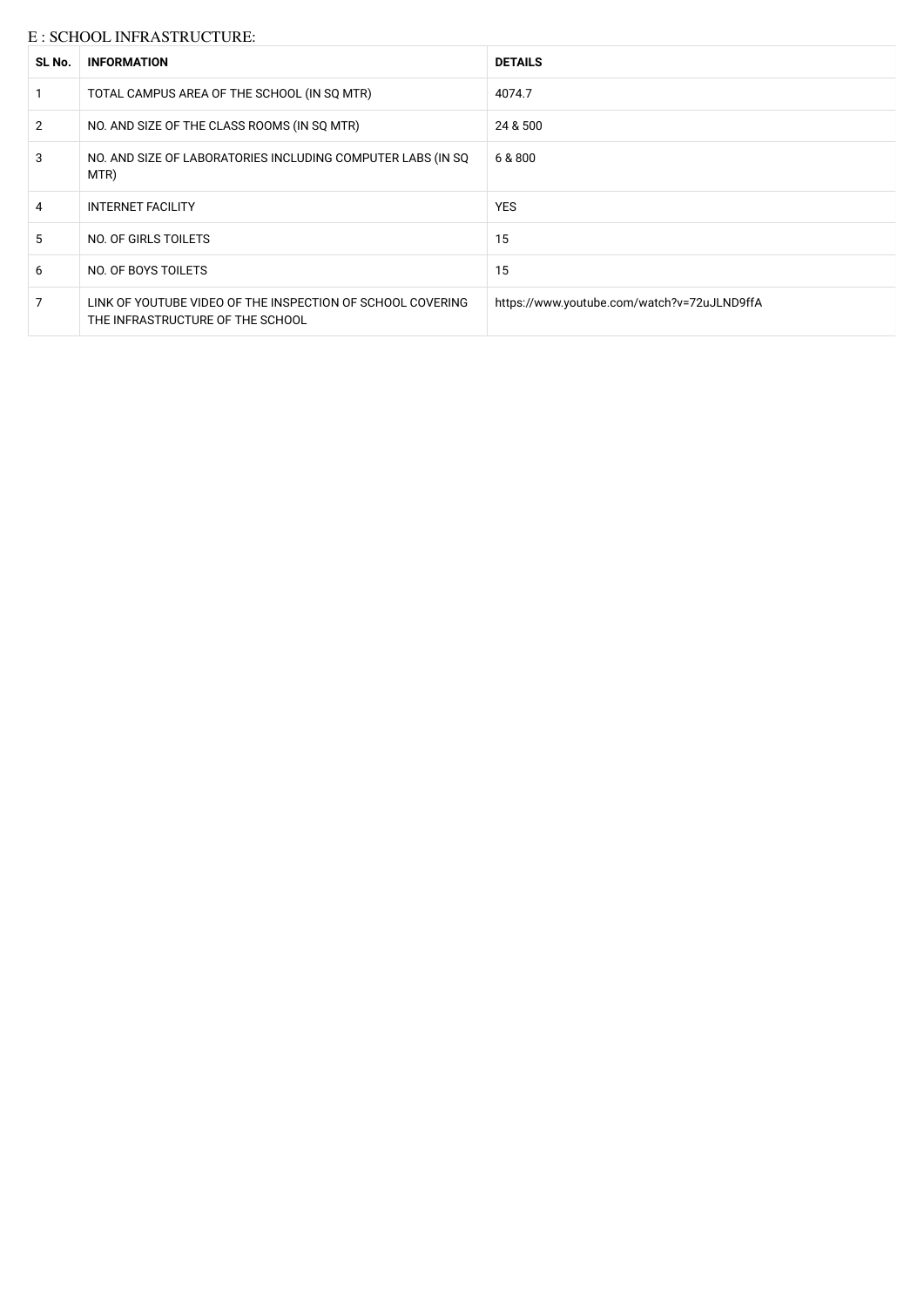E : SCHOOL INFRASTRUCTURE:

| SL No. | INFORMATION | DETAILS |
|---|---|---|
| 1 | TOTAL CAMPUS AREA OF THE SCHOOL (IN SQ MTR) | 4074.7 |
| 2 | NO. AND SIZE OF THE CLASS ROOMS (IN SQ MTR) | 24 & 500 |
| 3 | NO. AND SIZE OF LABORATORIES INCLUDING COMPUTER LABS (IN SQ MTR) | 6 & 800 |
| 4 | INTERNET FACILITY | YES |
| 5 | NO. OF GIRLS TOILETS | 15 |
| 6 | NO. OF BOYS TOILETS | 15 |
| 7 | LINK OF YOUTUBE VIDEO OF THE INSPECTION OF SCHOOL COVERING THE INFRASTRUCTURE OF THE SCHOOL | https://www.youtube.com/watch?v=72uJLND9ffA |